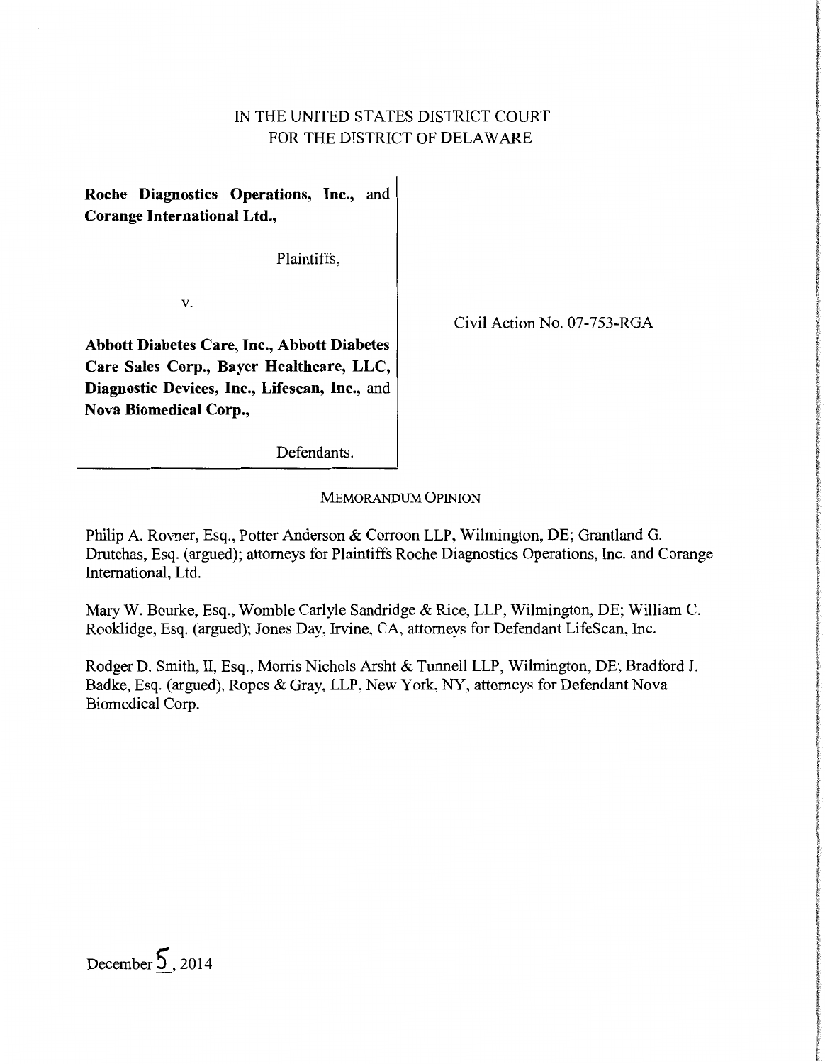IN THE UNITED STATES DISTRICT COURT
FOR THE DISTRICT OF DELAWARE

**Roche Diagnostics Operations, Inc.,** and **Corange International Ltd.,**

Plaintiffs,

v.

**Abbott Diabetes Care, Inc., Abbott Diabetes Care Sales Corp., Bayer Healthcare, LLC, Diagnostic Devices, Inc., Lifescan, Inc.,** and **Nova Biomedical Corp.,**

Defendants.

Civil Action No. 07-753-RGA

MEMORANDUM OPINION

Philip A. Rovner, Esq., Potter Anderson & Corroon LLP, Wilmington, DE; Grantland G. Drutchas, Esq. (argued); attorneys for Plaintiffs Roche Diagnostics Operations, Inc. and Corange International, Ltd.

Mary W. Bourke, Esq., Womble Carlyle Sandridge & Rice, LLP, Wilmington, DE; William C. Rooklidge, Esq. (argued); Jones Day, Irvine, CA, attorneys for Defendant LifeScan, Inc.

Rodger D. Smith, II, Esq., Morris Nichols Arsht & Tunnell LLP, Wilmington, DE; Bradford J. Badke, Esq. (argued), Ropes & Gray, LLP, New York, NY, attorneys for Defendant Nova Biomedical Corp.

December 5, 2014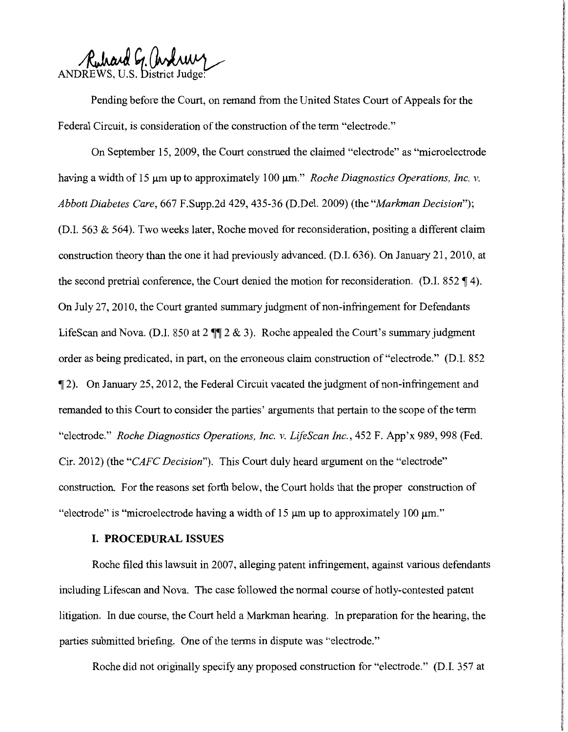Richard G. Andrews
ANDREWS, U.S. District Judge:

Pending before the Court, on remand from the United States Court of Appeals for the Federal Circuit, is consideration of the construction of the term "electrode."

On September 15, 2009, the Court construed the claimed "electrode" as "microelectrode having a width of 15 μm up to approximately 100 μm." *Roche Diagnostics Operations, Inc. v. Abbott Diabetes Care*, 667 F.Supp.2d 429, 435-36 (D.Del. 2009) (the "*Markman Decision*"); (D.I. 563 & 564). Two weeks later, Roche moved for reconsideration, positing a different claim construction theory than the one it had previously advanced. (D.I. 636). On January 21, 2010, at the second pretrial conference, the Court denied the motion for reconsideration. (D.I. 852 ¶ 4). On July 27, 2010, the Court granted summary judgment of non-infringement for Defendants LifeScan and Nova. (D.I. 850 at 2 ¶¶ 2 & 3). Roche appealed the Court's summary judgment order as being predicated, in part, on the erroneous claim construction of "electrode." (D.I. 852 ¶ 2). On January 25, 2012, the Federal Circuit vacated the judgment of non-infringement and remanded to this Court to consider the parties' arguments that pertain to the scope of the term "electrode." *Roche Diagnostics Operations, Inc. v. LifeScan Inc.*, 452 F. App'x 989, 998 (Fed. Cir. 2012) (the "*CAFC Decision*"). This Court duly heard argument on the "electrode" construction. For the reasons set forth below, the Court holds that the proper construction of "electrode" is "microelectrode having a width of 15 μm up to approximately 100 μm."

## I. PROCEDURAL ISSUES

Roche filed this lawsuit in 2007, alleging patent infringement, against various defendants including Lifescan and Nova. The case followed the normal course of hotly-contested patent litigation. In due course, the Court held a Markman hearing. In preparation for the hearing, the parties submitted briefing. One of the terms in dispute was "electrode."

Roche did not originally specify any proposed construction for "electrode." (D.I. 357 at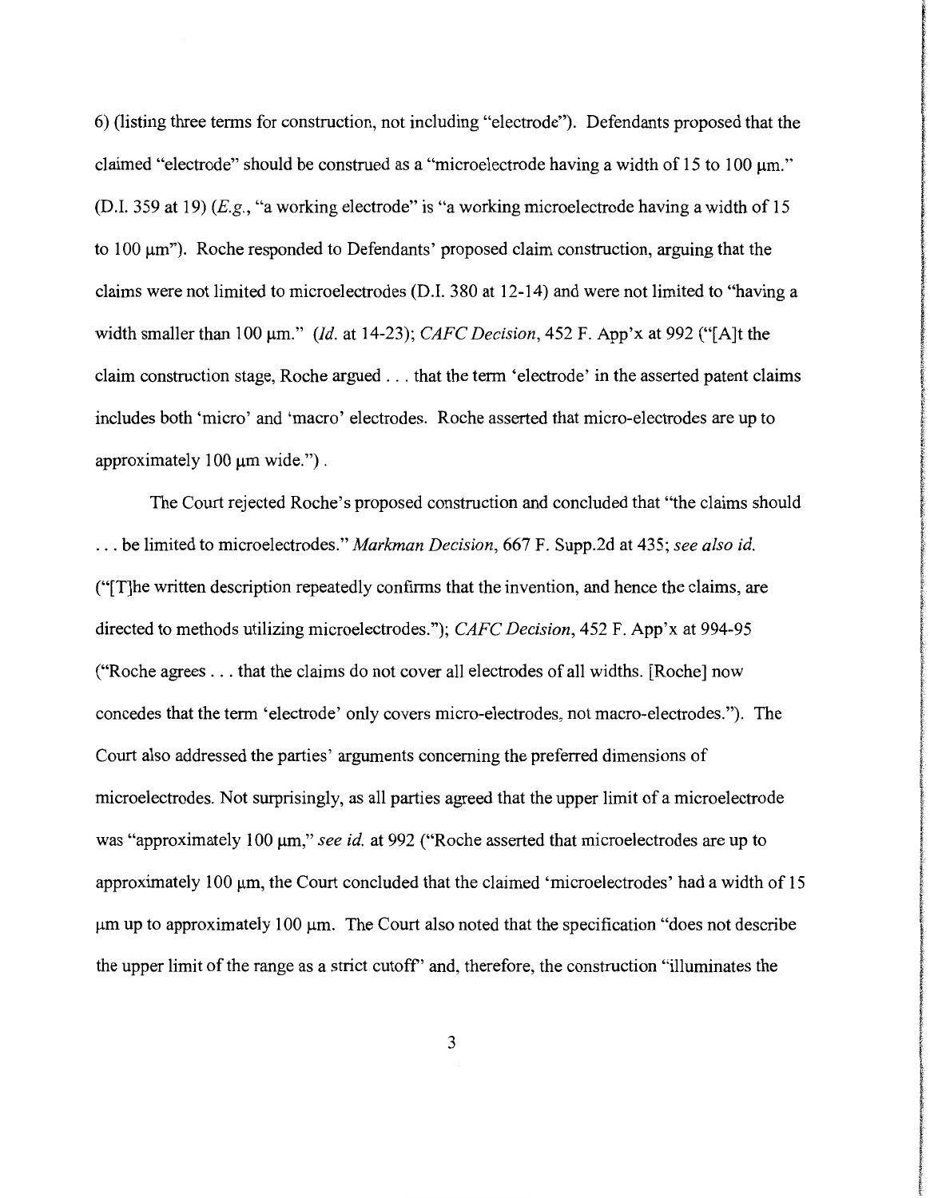6) (listing three terms for construction, not including "electrode"). Defendants proposed that the claimed "electrode" should be construed as a "microelectrode having a width of 15 to 100 μm." (D.I. 359 at 19) (*E.g.*, "a working electrode" is "a working microelectrode having a width of 15 to 100 μm"). Roche responded to Defendants' proposed claim construction, arguing that the claims were not limited to microelectrodes (D.I. 380 at 12-14) and were not limited to "having a width smaller than 100 μm." (*Id.* at 14-23); *CAFC Decision*, 452 F. App'x at 992 ("[A]t the claim construction stage, Roche argued . . . that the term 'electrode' in the asserted patent claims includes both 'micro' and 'macro' electrodes. Roche asserted that micro-electrodes are up to approximately 100 μm wide.") .

The Court rejected Roche's proposed construction and concluded that "the claims should . . . be limited to microelectrodes." *Markman Decision*, 667 F. Supp.2d at 435; *see also id.* ("[T]he written description repeatedly confirms that the invention, and hence the claims, are directed to methods utilizing microelectrodes."); *CAFC Decision*, 452 F. App'x at 994-95 ("Roche agrees . . . that the claims do not cover all electrodes of all widths. [Roche] now concedes that the term 'electrode' only covers micro-electrodes, not macro-electrodes."). The Court also addressed the parties' arguments concerning the preferred dimensions of microelectrodes. Not surprisingly, as all parties agreed that the upper limit of a microelectrode was "approximately 100 μm," *see id.* at 992 ("Roche asserted that microelectrodes are up to approximately 100 μm, the Court concluded that the claimed 'microelectrodes' had a width of 15 μm up to approximately 100 μm. The Court also noted that the specification "does not describe the upper limit of the range as a strict cutoff" and, therefore, the construction "illuminates the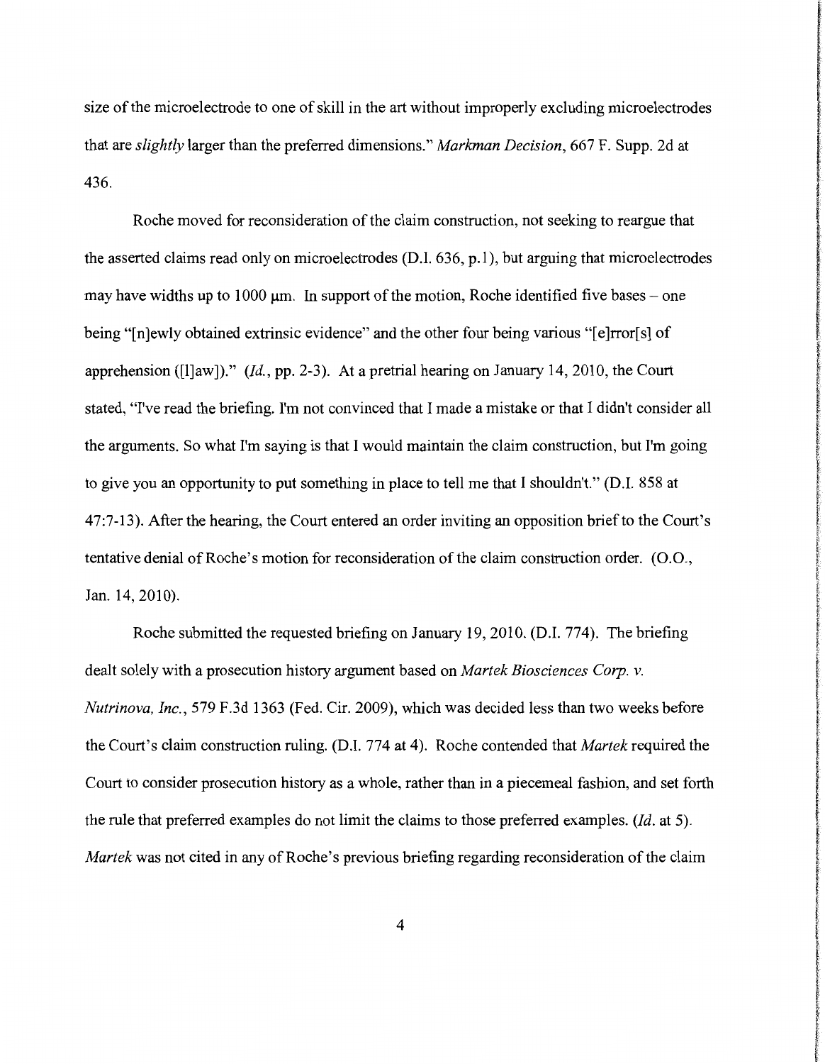size of the microelectrode to one of skill in the art without improperly excluding microelectrodes that are *slightly* larger than the preferred dimensions." *Markman Decision*, 667 F. Supp. 2d at 436.

Roche moved for reconsideration of the claim construction, not seeking to reargue that the asserted claims read only on microelectrodes (D.I. 636, p.1), but arguing that microelectrodes may have widths up to 1000 μm. In support of the motion, Roche identified five bases – one being "[n]ewly obtained extrinsic evidence" and the other four being various "[e]rror[s] of apprehension ([l]aw])." (*Id.*, pp. 2-3). At a pretrial hearing on January 14, 2010, the Court stated, "I've read the briefing. I'm not convinced that I made a mistake or that I didn't consider all the arguments. So what I'm saying is that I would maintain the claim construction, but I'm going to give you an opportunity to put something in place to tell me that I shouldn't." (D.I. 858 at 47:7-13). After the hearing, the Court entered an order inviting an opposition brief to the Court's tentative denial of Roche's motion for reconsideration of the claim construction order. (O.O., Jan. 14, 2010).

Roche submitted the requested briefing on January 19, 2010. (D.I. 774). The briefing dealt solely with a prosecution history argument based on *Martek Biosciences Corp. v. Nutrinova, Inc.*, 579 F.3d 1363 (Fed. Cir. 2009), which was decided less than two weeks before the Court's claim construction ruling. (D.I. 774 at 4). Roche contended that *Martek* required the Court to consider prosecution history as a whole, rather than in a piecemeal fashion, and set forth the rule that preferred examples do not limit the claims to those preferred examples. (*Id.* at 5). *Martek* was not cited in any of Roche's previous briefing regarding reconsideration of the claim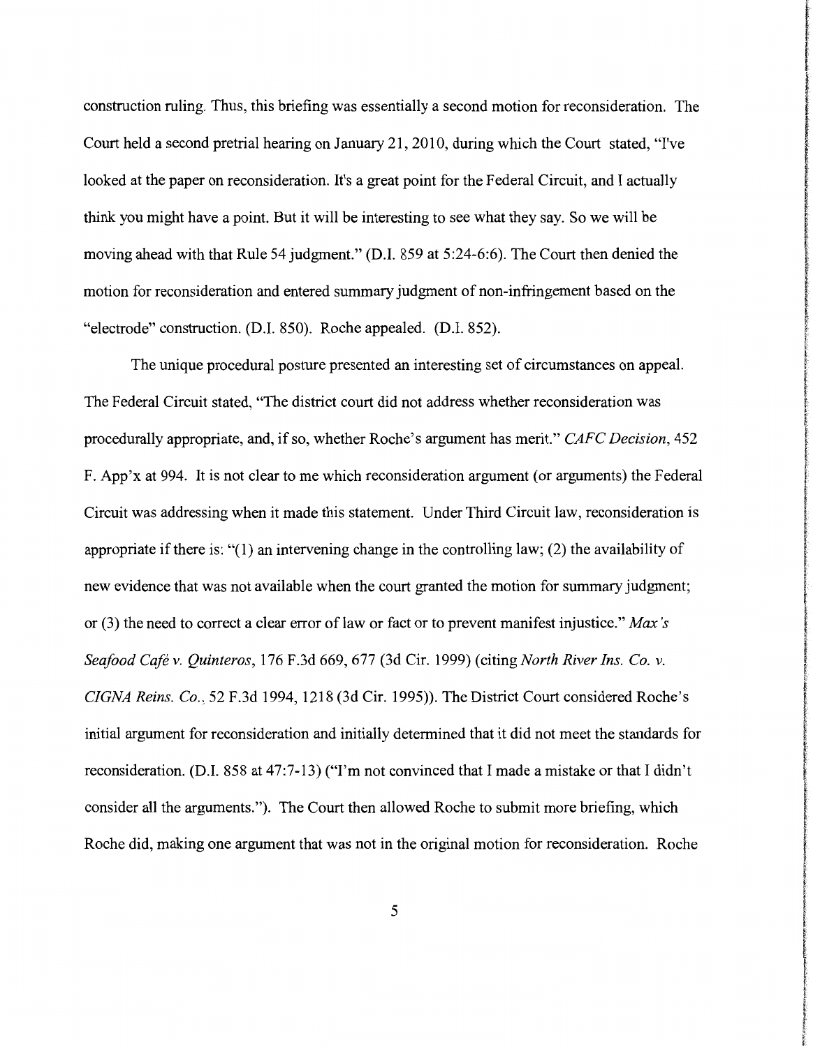construction ruling. Thus, this briefing was essentially a second motion for reconsideration. The Court held a second pretrial hearing on January 21, 2010, during which the Court stated, "I've looked at the paper on reconsideration. It's a great point for the Federal Circuit, and I actually think you might have a point. But it will be interesting to see what they say. So we will be moving ahead with that Rule 54 judgment." (D.I. 859 at 5:24-6:6). The Court then denied the motion for reconsideration and entered summary judgment of non-infringement based on the "electrode" construction. (D.I. 850). Roche appealed. (D.I. 852).

The unique procedural posture presented an interesting set of circumstances on appeal. The Federal Circuit stated, "The district court did not address whether reconsideration was procedurally appropriate, and, if so, whether Roche's argument has merit." *CAFC Decision*, 452 F. App'x at 994. It is not clear to me which reconsideration argument (or arguments) the Federal Circuit was addressing when it made this statement. Under Third Circuit law, reconsideration is appropriate if there is: "(1) an intervening change in the controlling law; (2) the availability of new evidence that was not available when the court granted the motion for summary judgment; or (3) the need to correct a clear error of law or fact or to prevent manifest injustice." *Max's Seafood Café v. Quinteros*, 176 F.3d 669, 677 (3d Cir. 1999) (citing *North River Ins. Co. v. CIGNA Reins. Co.*, 52 F.3d 1994, 1218 (3d Cir. 1995)). The District Court considered Roche's initial argument for reconsideration and initially determined that it did not meet the standards for reconsideration. (D.I. 858 at 47:7-13) ("I'm not convinced that I made a mistake or that I didn't consider all the arguments."). The Court then allowed Roche to submit more briefing, which Roche did, making one argument that was not in the original motion for reconsideration. Roche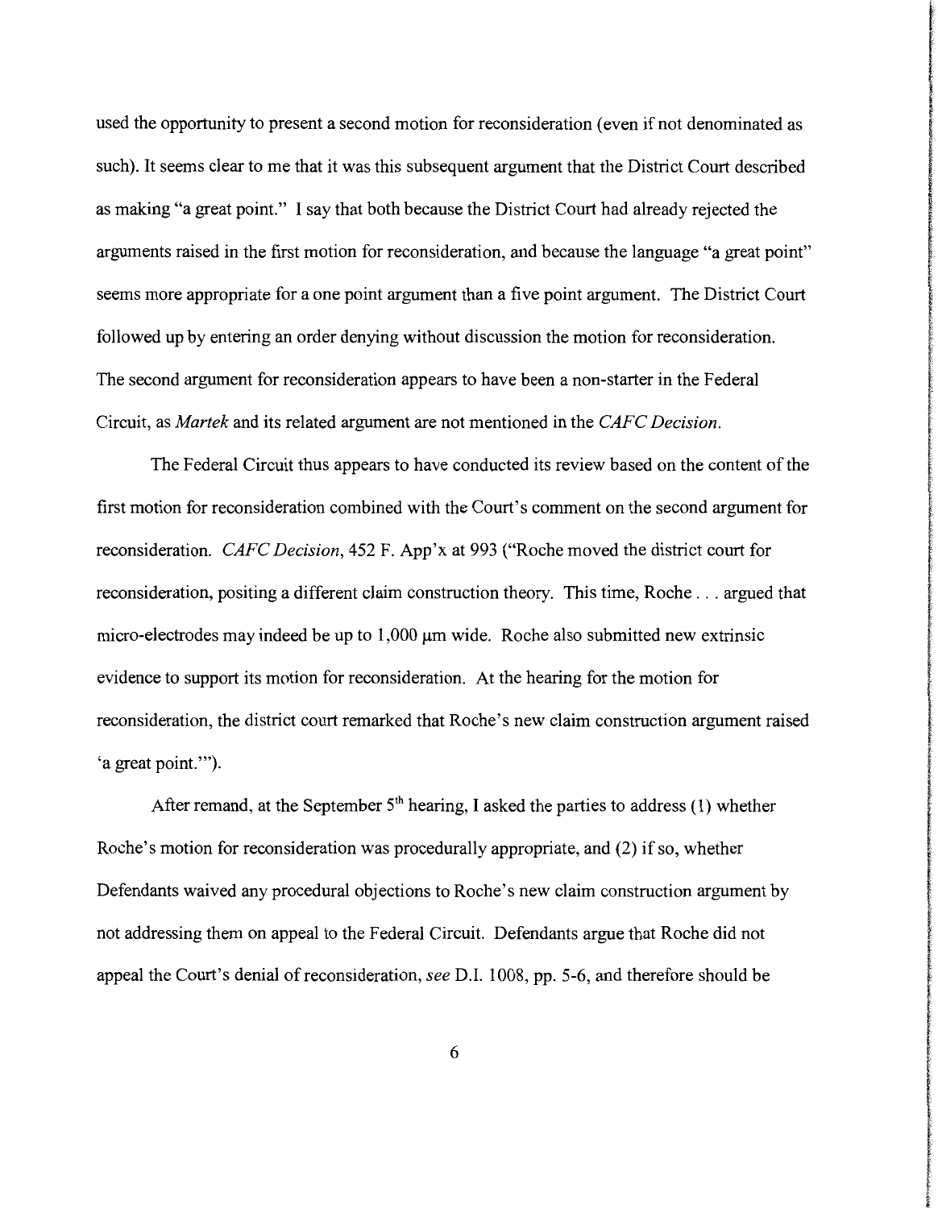used the opportunity to present a second motion for reconsideration (even if not denominated as such). It seems clear to me that it was this subsequent argument that the District Court described as making "a great point." I say that both because the District Court had already rejected the arguments raised in the first motion for reconsideration, and because the language "a great point" seems more appropriate for a one point argument than a five point argument. The District Court followed up by entering an order denying without discussion the motion for reconsideration. The second argument for reconsideration appears to have been a non-starter in the Federal Circuit, as *Martek* and its related argument are not mentioned in the *CAFC Decision*.

The Federal Circuit thus appears to have conducted its review based on the content of the first motion for reconsideration combined with the Court's comment on the second argument for reconsideration. *CAFC Decision*, 452 F. App'x at 993 ("Roche moved the district court for reconsideration, positing a different claim construction theory. This time, Roche . . . argued that micro-electrodes may indeed be up to 1,000 μm wide. Roche also submitted new extrinsic evidence to support its motion for reconsideration. At the hearing for the motion for reconsideration, the district court remarked that Roche's new claim construction argument raised 'a great point.'").

After remand, at the September 5th hearing, I asked the parties to address (1) whether Roche's motion for reconsideration was procedurally appropriate, and (2) if so, whether Defendants waived any procedural objections to Roche's new claim construction argument by not addressing them on appeal to the Federal Circuit. Defendants argue that Roche did not appeal the Court's denial of reconsideration, *see* D.I. 1008, pp. 5-6, and therefore should be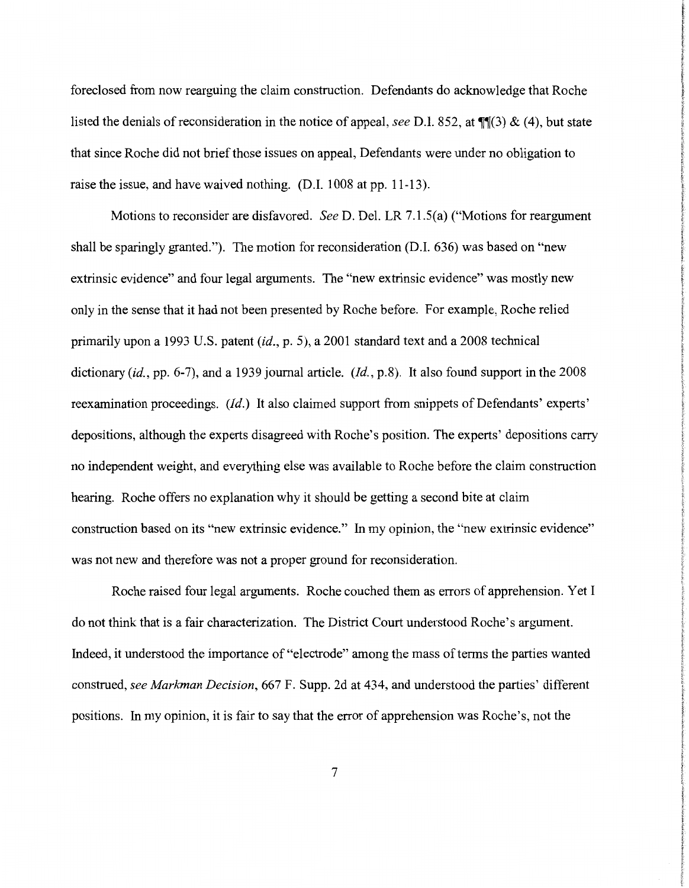foreclosed from now rearguing the claim construction. Defendants do acknowledge that Roche listed the denials of reconsideration in the notice of appeal, *see* D.I. 852, at ¶¶(3) & (4), but state that since Roche did not brief those issues on appeal, Defendants were under no obligation to raise the issue, and have waived nothing. (D.I. 1008 at pp. 11-13).

Motions to reconsider are disfavored. *See* D. Del. LR 7.1.5(a) ("Motions for reargument shall be sparingly granted."). The motion for reconsideration (D.I. 636) was based on "new extrinsic evidence" and four legal arguments. The "new extrinsic evidence" was mostly new only in the sense that it had not been presented by Roche before. For example, Roche relied primarily upon a 1993 U.S. patent (*id.*, p. 5), a 2001 standard text and a 2008 technical dictionary (*id.*, pp. 6-7), and a 1939 journal article. (*Id.*, p.8). It also found support in the 2008 reexamination proceedings. (*Id.*) It also claimed support from snippets of Defendants' experts' depositions, although the experts disagreed with Roche's position. The experts' depositions carry no independent weight, and everything else was available to Roche before the claim construction hearing. Roche offers no explanation why it should be getting a second bite at claim construction based on its "new extrinsic evidence." In my opinion, the "new extrinsic evidence" was not new and therefore was not a proper ground for reconsideration.

Roche raised four legal arguments. Roche couched them as errors of apprehension. Yet I do not think that is a fair characterization. The District Court understood Roche's argument. Indeed, it understood the importance of "electrode" among the mass of terms the parties wanted construed, *see Markman Decision*, 667 F. Supp. 2d at 434, and understood the parties' different positions. In my opinion, it is fair to say that the error of apprehension was Roche's, not the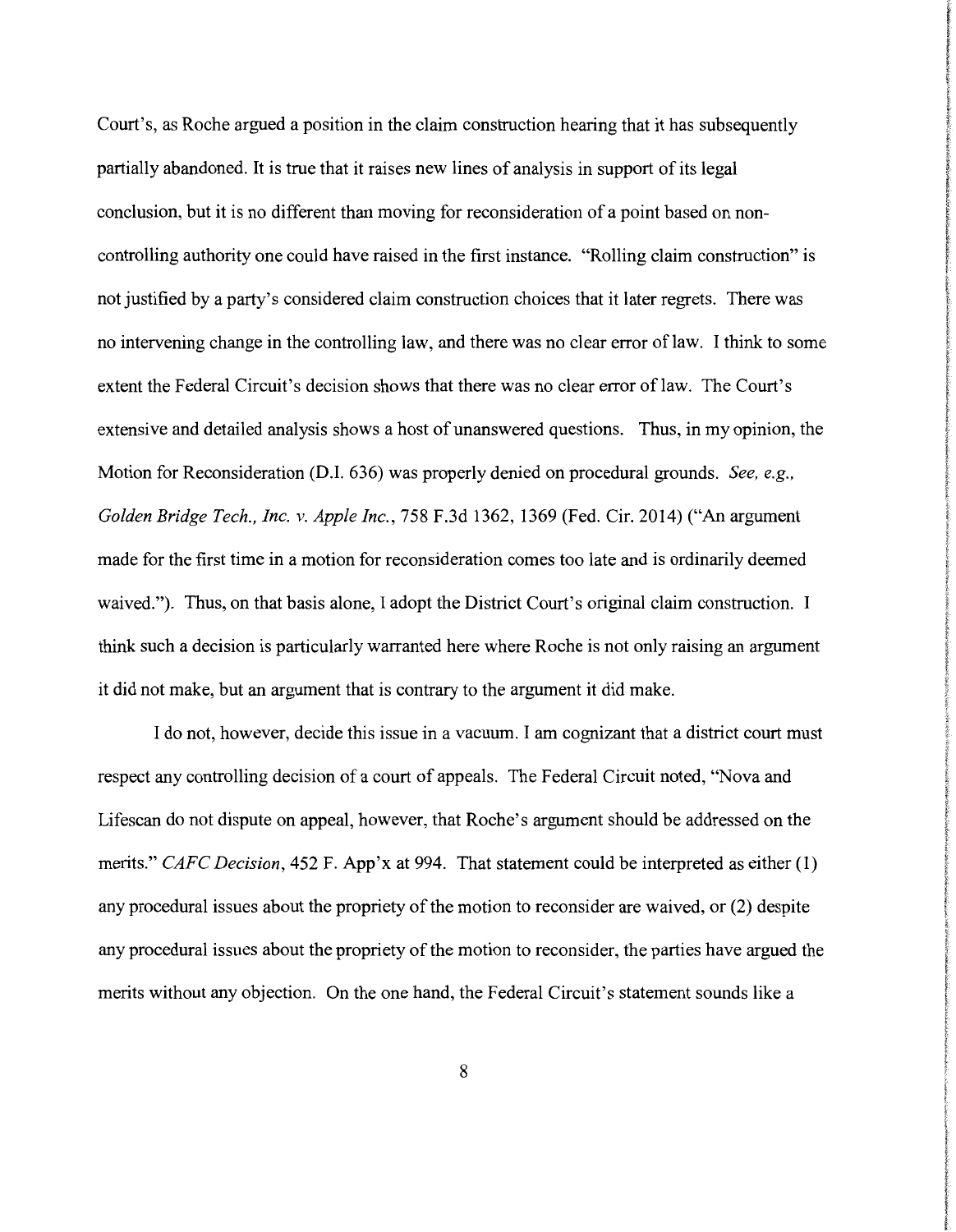Court's, as Roche argued a position in the claim construction hearing that it has subsequently partially abandoned. It is true that it raises new lines of analysis in support of its legal conclusion, but it is no different than moving for reconsideration of a point based on non-controlling authority one could have raised in the first instance. "Rolling claim construction" is not justified by a party's considered claim construction choices that it later regrets. There was no intervening change in the controlling law, and there was no clear error of law. I think to some extent the Federal Circuit's decision shows that there was no clear error of law. The Court's extensive and detailed analysis shows a host of unanswered questions. Thus, in my opinion, the Motion for Reconsideration (D.I. 636) was properly denied on procedural grounds. *See, e.g., Golden Bridge Tech., Inc. v. Apple Inc.*, 758 F.3d 1362, 1369 (Fed. Cir. 2014) ("An argument made for the first time in a motion for reconsideration comes too late and is ordinarily deemed waived."). Thus, on that basis alone, I adopt the District Court's original claim construction. I think such a decision is particularly warranted here where Roche is not only raising an argument it did not make, but an argument that is contrary to the argument it did make.

I do not, however, decide this issue in a vacuum. I am cognizant that a district court must respect any controlling decision of a court of appeals. The Federal Circuit noted, "Nova and Lifescan do not dispute on appeal, however, that Roche's argument should be addressed on the merits." *CAFC Decision*, 452 F. App'x at 994. That statement could be interpreted as either (1) any procedural issues about the propriety of the motion to reconsider are waived, or (2) despite any procedural issues about the propriety of the motion to reconsider, the parties have argued the merits without any objection. On the one hand, the Federal Circuit's statement sounds like a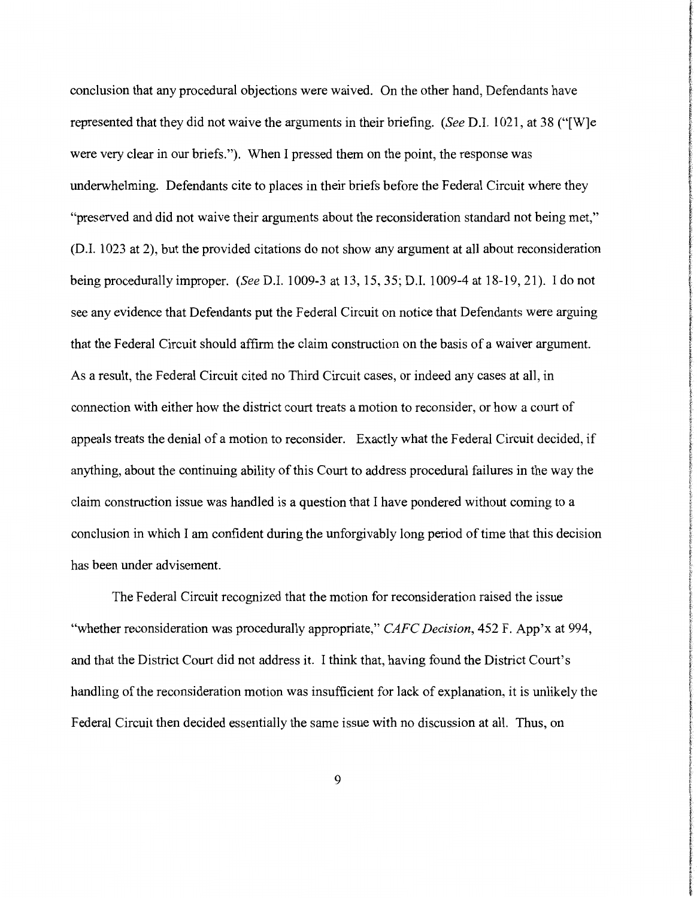conclusion that any procedural objections were waived. On the other hand, Defendants have represented that they did not waive the arguments in their briefing. (*See* D.I. 1021, at 38 ("[W]e were very clear in our briefs."). When I pressed them on the point, the response was underwhelming. Defendants cite to places in their briefs before the Federal Circuit where they "preserved and did not waive their arguments about the reconsideration standard not being met," (D.I. 1023 at 2), but the provided citations do not show any argument at all about reconsideration being procedurally improper. (*See* D.I. 1009-3 at 13, 15, 35; D.I. 1009-4 at 18-19, 21). I do not see any evidence that Defendants put the Federal Circuit on notice that Defendants were arguing that the Federal Circuit should affirm the claim construction on the basis of a waiver argument. As a result, the Federal Circuit cited no Third Circuit cases, or indeed any cases at all, in connection with either how the district court treats a motion to reconsider, or how a court of appeals treats the denial of a motion to reconsider. Exactly what the Federal Circuit decided, if anything, about the continuing ability of this Court to address procedural failures in the way the claim construction issue was handled is a question that I have pondered without coming to a conclusion in which I am confident during the unforgivably long period of time that this decision has been under advisement.

The Federal Circuit recognized that the motion for reconsideration raised the issue "whether reconsideration was procedurally appropriate," *CAFC Decision*, 452 F. App'x at 994, and that the District Court did not address it. I think that, having found the District Court's handling of the reconsideration motion was insufficient for lack of explanation, it is unlikely the Federal Circuit then decided essentially the same issue with no discussion at all. Thus, on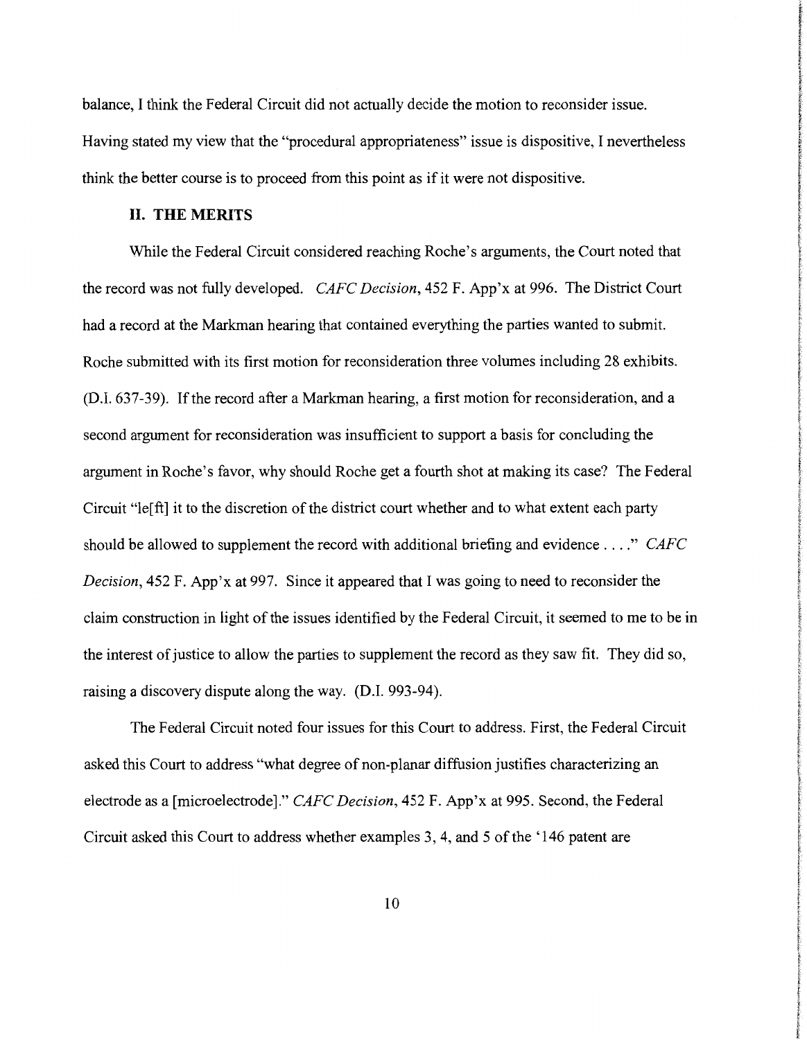balance, I think the Federal Circuit did not actually decide the motion to reconsider issue. Having stated my view that the "procedural appropriateness" issue is dispositive, I nevertheless think the better course is to proceed from this point as if it were not dispositive.

## II. THE MERITS

While the Federal Circuit considered reaching Roche's arguments, the Court noted that the record was not fully developed. *CAFC Decision*, 452 F. App'x at 996. The District Court had a record at the Markman hearing that contained everything the parties wanted to submit. Roche submitted with its first motion for reconsideration three volumes including 28 exhibits. (D.I. 637-39). If the record after a Markman hearing, a first motion for reconsideration, and a second argument for reconsideration was insufficient to support a basis for concluding the argument in Roche's favor, why should Roche get a fourth shot at making its case? The Federal Circuit "le[ft] it to the discretion of the district court whether and to what extent each party should be allowed to supplement the record with additional briefing and evidence . . . ." *CAFC Decision*, 452 F. App'x at 997. Since it appeared that I was going to need to reconsider the claim construction in light of the issues identified by the Federal Circuit, it seemed to me to be in the interest of justice to allow the parties to supplement the record as they saw fit. They did so, raising a discovery dispute along the way. (D.I. 993-94).

The Federal Circuit noted four issues for this Court to address. First, the Federal Circuit asked this Court to address "what degree of non-planar diffusion justifies characterizing an electrode as a [microelectrode]." *CAFC Decision*, 452 F. App'x at 995. Second, the Federal Circuit asked this Court to address whether examples 3, 4, and 5 of the '146 patent are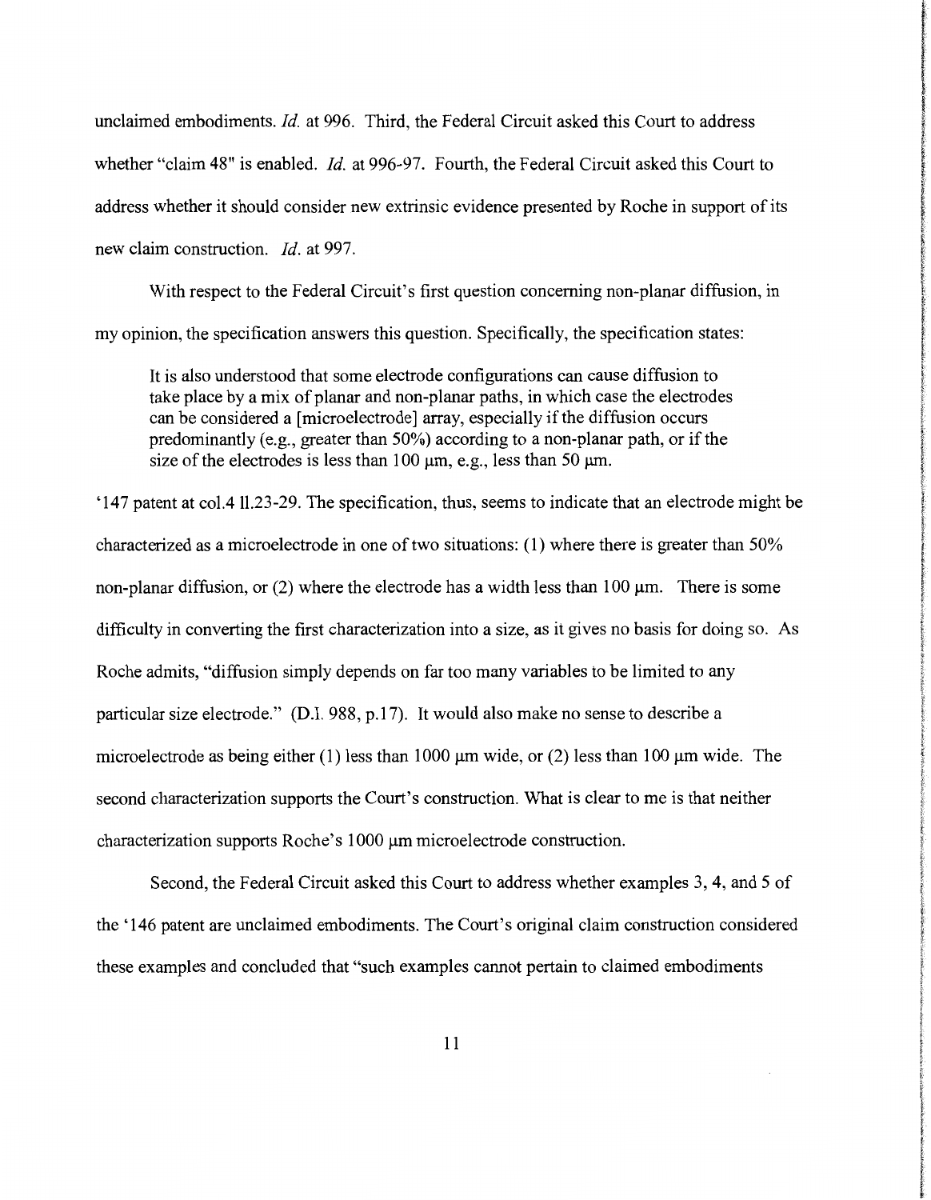unclaimed embodiments. *Id.* at 996. Third, the Federal Circuit asked this Court to address whether "claim 48" is enabled. *Id.* at 996-97. Fourth, the Federal Circuit asked this Court to address whether it should consider new extrinsic evidence presented by Roche in support of its new claim construction. *Id.* at 997.

With respect to the Federal Circuit's first question concerning non-planar diffusion, in my opinion, the specification answers this question. Specifically, the specification states:

> It is also understood that some electrode configurations can cause diffusion to take place by a mix of planar and non-planar paths, in which case the electrodes can be considered a [microelectrode] array, especially if the diffusion occurs predominantly (e.g., greater than 50%) according to a non-planar path, or if the size of the electrodes is less than 100 µm, e.g., less than 50 µm.

'147 patent at col.4 ll.23-29. The specification, thus, seems to indicate that an electrode might be characterized as a microelectrode in one of two situations: (1) where there is greater than 50% non-planar diffusion, or (2) where the electrode has a width less than 100 µm. There is some difficulty in converting the first characterization into a size, as it gives no basis for doing so. As Roche admits, "diffusion simply depends on far too many variables to be limited to any particular size electrode." (D.I. 988, p.17). It would also make no sense to describe a microelectrode as being either (1) less than 1000 µm wide, or (2) less than 100 µm wide. The second characterization supports the Court's construction. What is clear to me is that neither characterization supports Roche's 1000 µm microelectrode construction.

Second, the Federal Circuit asked this Court to address whether examples 3, 4, and 5 of the '146 patent are unclaimed embodiments. The Court's original claim construction considered these examples and concluded that "such examples cannot pertain to claimed embodiments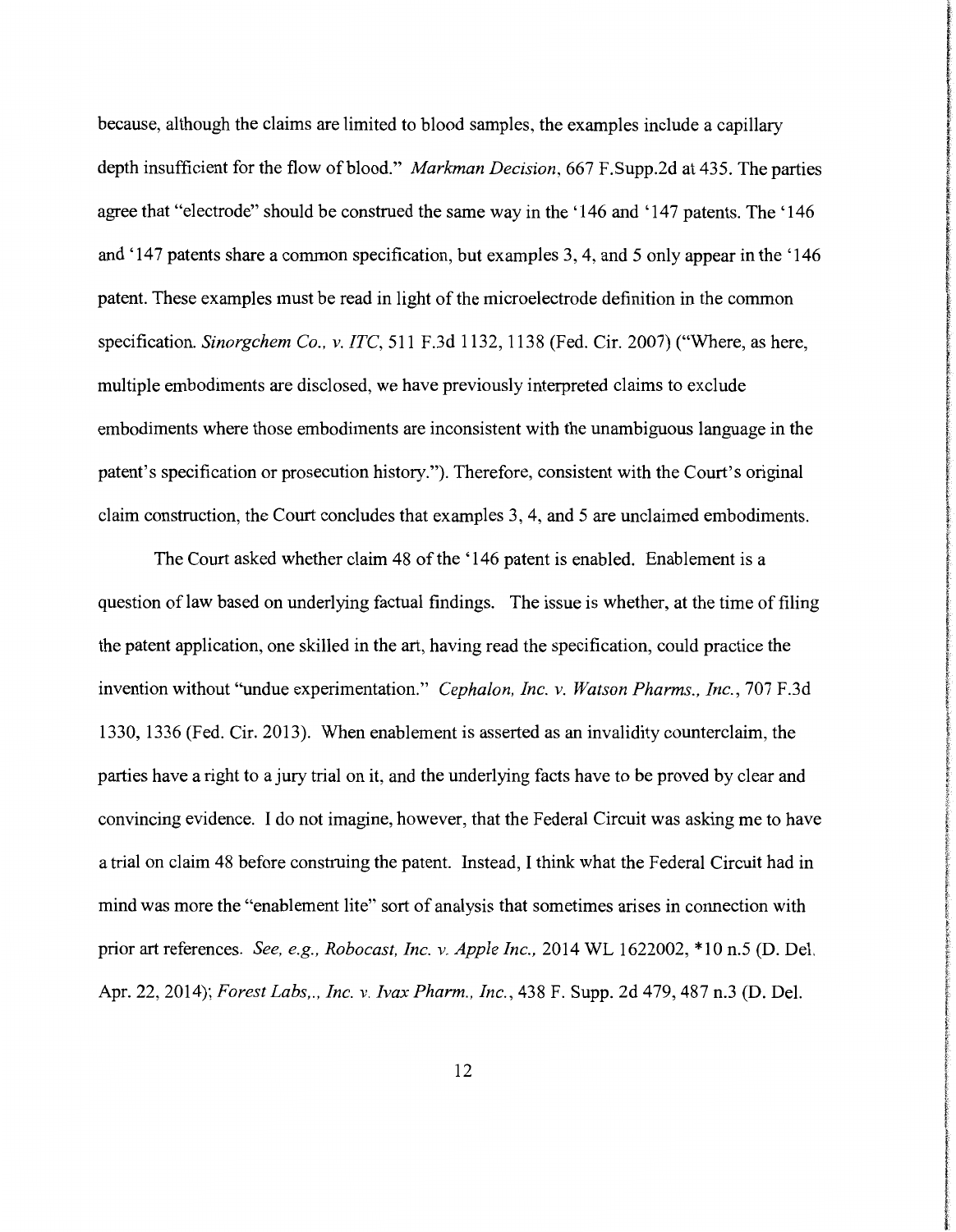because, although the claims are limited to blood samples, the examples include a capillary depth insufficient for the flow of blood." *Markman Decision*, 667 F.Supp.2d at 435. The parties agree that "electrode" should be construed the same way in the '146 and '147 patents. The '146 and '147 patents share a common specification, but examples 3, 4, and 5 only appear in the '146 patent. These examples must be read in light of the microelectrode definition in the common specification. *Sinorgchem Co., v. ITC*, 511 F.3d 1132, 1138 (Fed. Cir. 2007) ("Where, as here, multiple embodiments are disclosed, we have previously interpreted claims to exclude embodiments where those embodiments are inconsistent with the unambiguous language in the patent's specification or prosecution history."). Therefore, consistent with the Court's original claim construction, the Court concludes that examples 3, 4, and 5 are unclaimed embodiments.

The Court asked whether claim 48 of the '146 patent is enabled. Enablement is a question of law based on underlying factual findings. The issue is whether, at the time of filing the patent application, one skilled in the art, having read the specification, could practice the invention without "undue experimentation." *Cephalon, Inc. v. Watson Pharms., Inc.*, 707 F.3d 1330, 1336 (Fed. Cir. 2013). When enablement is asserted as an invalidity counterclaim, the parties have a right to a jury trial on it, and the underlying facts have to be proved by clear and convincing evidence. I do not imagine, however, that the Federal Circuit was asking me to have a trial on claim 48 before construing the patent. Instead, I think what the Federal Circuit had in mind was more the "enablement lite" sort of analysis that sometimes arises in connection with prior art references. *See, e.g., Robocast, Inc. v. Apple Inc.,* 2014 WL 1622002, *10 n.5 (D. Del. Apr. 22, 2014); *Forest Labs,., Inc. v. Ivax Pharm., Inc.*, 438 F. Supp. 2d 479, 487 n.3 (D. Del.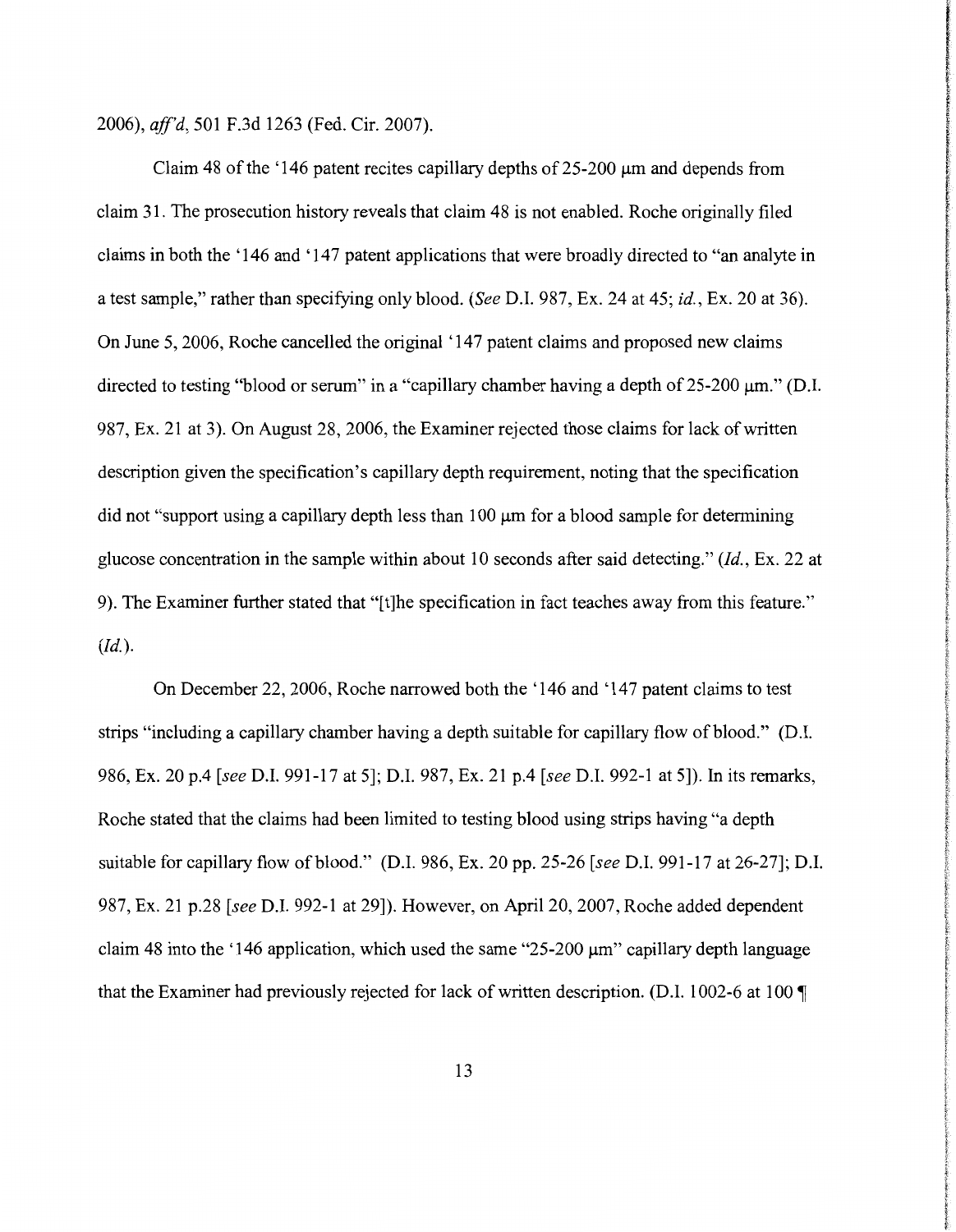2006), *aff'd*, 501 F.3d 1263 (Fed. Cir. 2007).

Claim 48 of the '146 patent recites capillary depths of 25-200 μm and depends from claim 31. The prosecution history reveals that claim 48 is not enabled. Roche originally filed claims in both the '146 and '147 patent applications that were broadly directed to "an analyte in a test sample," rather than specifying only blood. (*See* D.I. 987, Ex. 24 at 45; *id.*, Ex. 20 at 36). On June 5, 2006, Roche cancelled the original '147 patent claims and proposed new claims directed to testing "blood or serum" in a "capillary chamber having a depth of 25-200 μm." (D.I. 987, Ex. 21 at 3). On August 28, 2006, the Examiner rejected those claims for lack of written description given the specification's capillary depth requirement, noting that the specification did not "support using a capillary depth less than 100 μm for a blood sample for determining glucose concentration in the sample within about 10 seconds after said detecting." (*Id.*, Ex. 22 at 9). The Examiner further stated that "[t]he specification in fact teaches away from this feature." (*Id.*).

On December 22, 2006, Roche narrowed both the '146 and '147 patent claims to test strips "including a capillary chamber having a depth suitable for capillary flow of blood." (D.I. 986, Ex. 20 p.4 [*see* D.I. 991-17 at 5]; D.I. 987, Ex. 21 p.4 [*see* D.I. 992-1 at 5]). In its remarks, Roche stated that the claims had been limited to testing blood using strips having "a depth suitable for capillary flow of blood." (D.I. 986, Ex. 20 pp. 25-26 [*see* D.I. 991-17 at 26-27]; D.I. 987, Ex. 21 p.28 [*see* D.I. 992-1 at 29]). However, on April 20, 2007, Roche added dependent claim 48 into the '146 application, which used the same "25-200 μm" capillary depth language that the Examiner had previously rejected for lack of written description. (D.I. 1002-6 at 100 ¶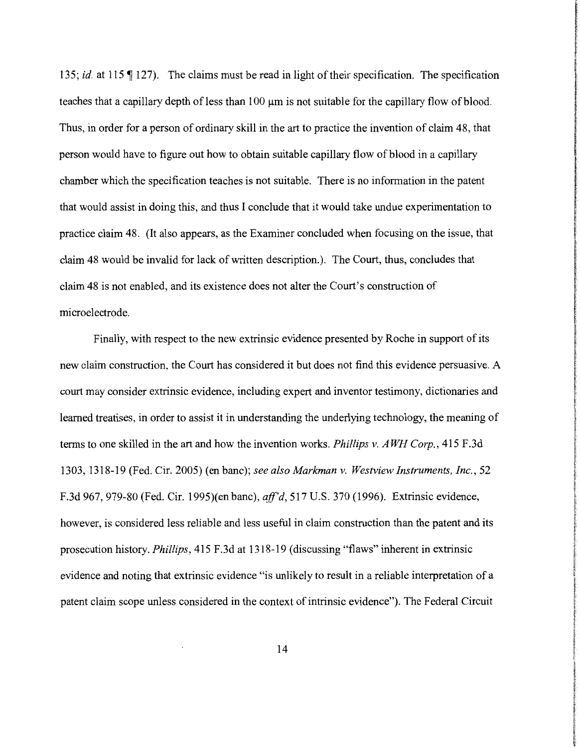135; *id.* at 115 ¶ 127). The claims must be read in light of their specification. The specification teaches that a capillary depth of less than 100 μm is not suitable for the capillary flow of blood. Thus, in order for a person of ordinary skill in the art to practice the invention of claim 48, that person would have to figure out how to obtain suitable capillary flow of blood in a capillary chamber which the specification teaches is not suitable. There is no information in the patent that would assist in doing this, and thus I conclude that it would take undue experimentation to practice claim 48. (It also appears, as the Examiner concluded when focusing on the issue, that claim 48 would be invalid for lack of written description.). The Court, thus, concludes that claim 48 is not enabled, and its existence does not alter the Court's construction of microelectrode.

Finally, with respect to the new extrinsic evidence presented by Roche in support of its new claim construction, the Court has considered it but does not find this evidence persuasive. A court may consider extrinsic evidence, including expert and inventor testimony, dictionaries and learned treatises, in order to assist it in understanding the underlying technology, the meaning of terms to one skilled in the art and how the invention works. *Phillips v. AWH Corp.*, 415 F.3d 1303, 1318-19 (Fed. Cir. 2005) (en banc); *see also Markman v. Westview Instruments, Inc.*, 52 F.3d 967, 979-80 (Fed. Cir. 1995)(en banc), *aff'd*, 517 U.S. 370 (1996). Extrinsic evidence, however, is considered less reliable and less useful in claim construction than the patent and its prosecution history. *Phillips*, 415 F.3d at 1318-19 (discussing "flaws" inherent in extrinsic evidence and noting that extrinsic evidence "is unlikely to result in a reliable interpretation of a patent claim scope unless considered in the context of intrinsic evidence"). The Federal Circuit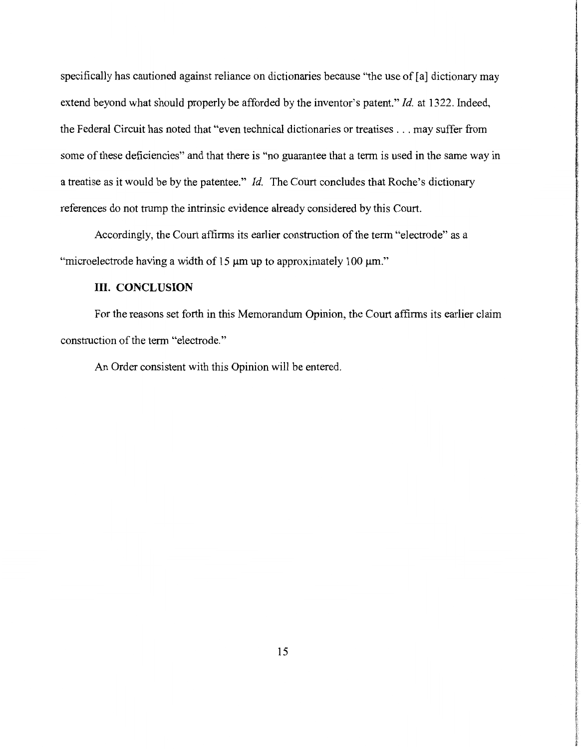specifically has cautioned against reliance on dictionaries because "the use of [a] dictionary may extend beyond what should properly be afforded by the inventor's patent." *Id.* at 1322. Indeed, the Federal Circuit has noted that "even technical dictionaries or treatises . . . may suffer from some of these deficiencies" and that there is "no guarantee that a term is used in the same way in a treatise as it would be by the patentee." *Id.* The Court concludes that Roche's dictionary references do not trump the intrinsic evidence already considered by this Court.

Accordingly, the Court affirms its earlier construction of the term "electrode" as a "microelectrode having a width of 15 μm up to approximately 100 μm."

## III. CONCLUSION

For the reasons set forth in this Memorandum Opinion, the Court affirms its earlier claim construction of the term "electrode."

An Order consistent with this Opinion will be entered.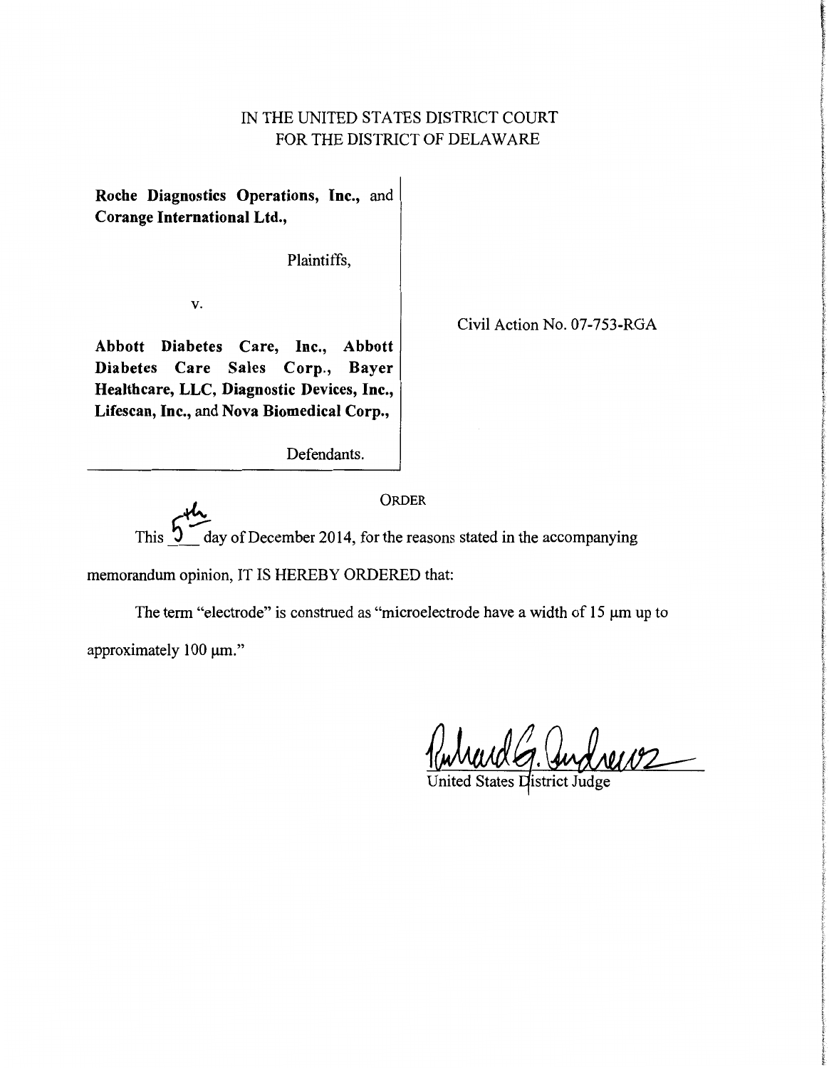IN THE UNITED STATES DISTRICT COURT
FOR THE DISTRICT OF DELAWARE

**Roche Diagnostics Operations, Inc.,** and **Corange International Ltd.,**

Plaintiffs,

v.

**Abbott Diabetes Care, Inc., Abbott Diabetes Care Sales Corp., Bayer Healthcare, LLC, Diagnostic Devices, Inc., Lifescan, Inc.,** and **Nova Biomedical Corp.,**

Defendants.

Civil Action No. 07-753-RGA

ORDER

This 5th day of December 2014, for the reasons stated in the accompanying memorandum opinion, IT IS HEREBY ORDERED that:

The term "electrode" is construed as "microelectrode have a width of 15 μm up to approximately 100 μm."

Richard G. Andrews
United States District Judge